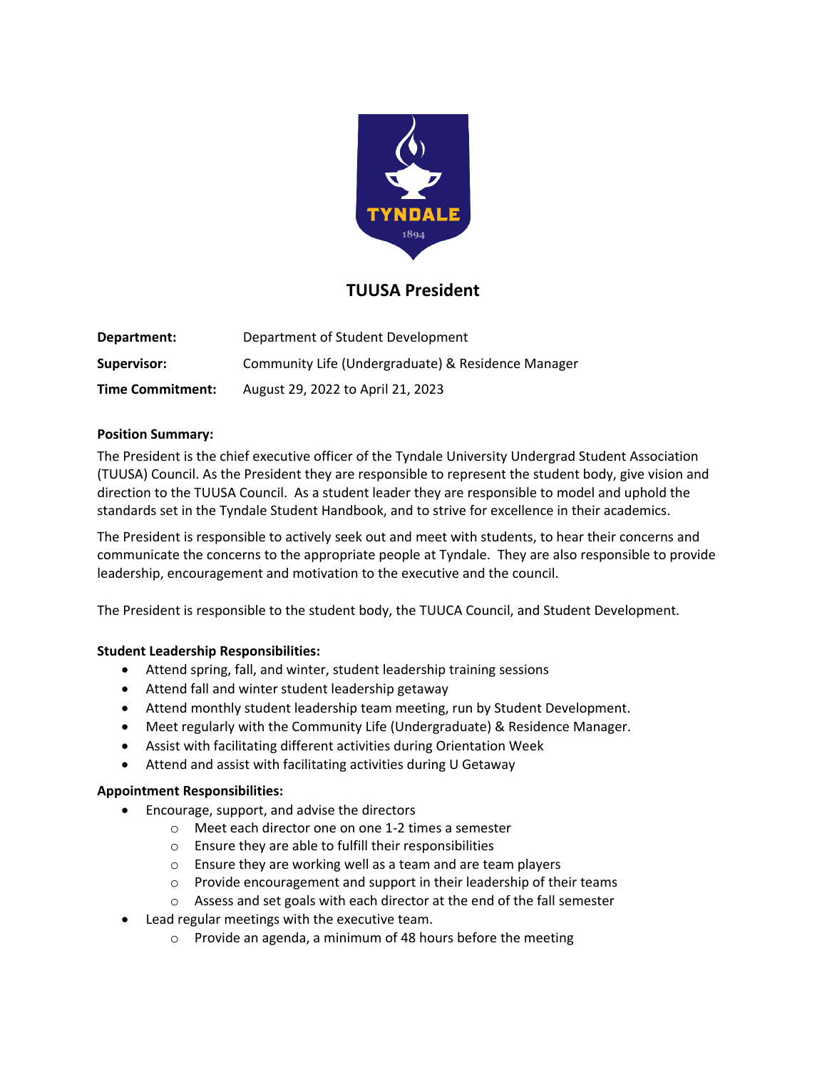# TUUSA President

| | |
|---|---|
| **Department:** | Department of Student Development |
| **Supervisor:** | Community Life (Undergraduate) & Residence Manager |
| **Time Commitment:** | August 29, 2022 to April 21, 2023 |

**Position Summary:**

The President is the chief executive officer of the Tyndale University Undergrad Student Association (TUUSA) Council. As the President they are responsible to represent the student body, give vision and direction to the TUUSA Council. As a student leader they are responsible to model and uphold the standards set in the Tyndale Student Handbook, and to strive for excellence in their academics.

The President is responsible to actively seek out and meet with students, to hear their concerns and communicate the concerns to the appropriate people at Tyndale. They are also responsible to provide leadership, encouragement and motivation to the executive and the council.

The President is responsible to the student body, the TUUCA Council, and Student Development.

**Student Leadership Responsibilities:**

- Attend spring, fall, and winter, student leadership training sessions
- Attend fall and winter student leadership getaway
- Attend monthly student leadership team meeting, run by Student Development.
- Meet regularly with the Community Life (Undergraduate) & Residence Manager.
- Assist with facilitating different activities during Orientation Week
- Attend and assist with facilitating activities during U Getaway

**Appointment Responsibilities:**

- Encourage, support, and advise the directors
    - Meet each director one on one 1-2 times a semester
    - Ensure they are able to fulfill their responsibilities
    - Ensure they are working well as a team and are team players
    - Provide encouragement and support in their leadership of their teams
    - Assess and set goals with each director at the end of the fall semester
- Lead regular meetings with the executive team.
    - Provide an agenda, a minimum of 48 hours before the meeting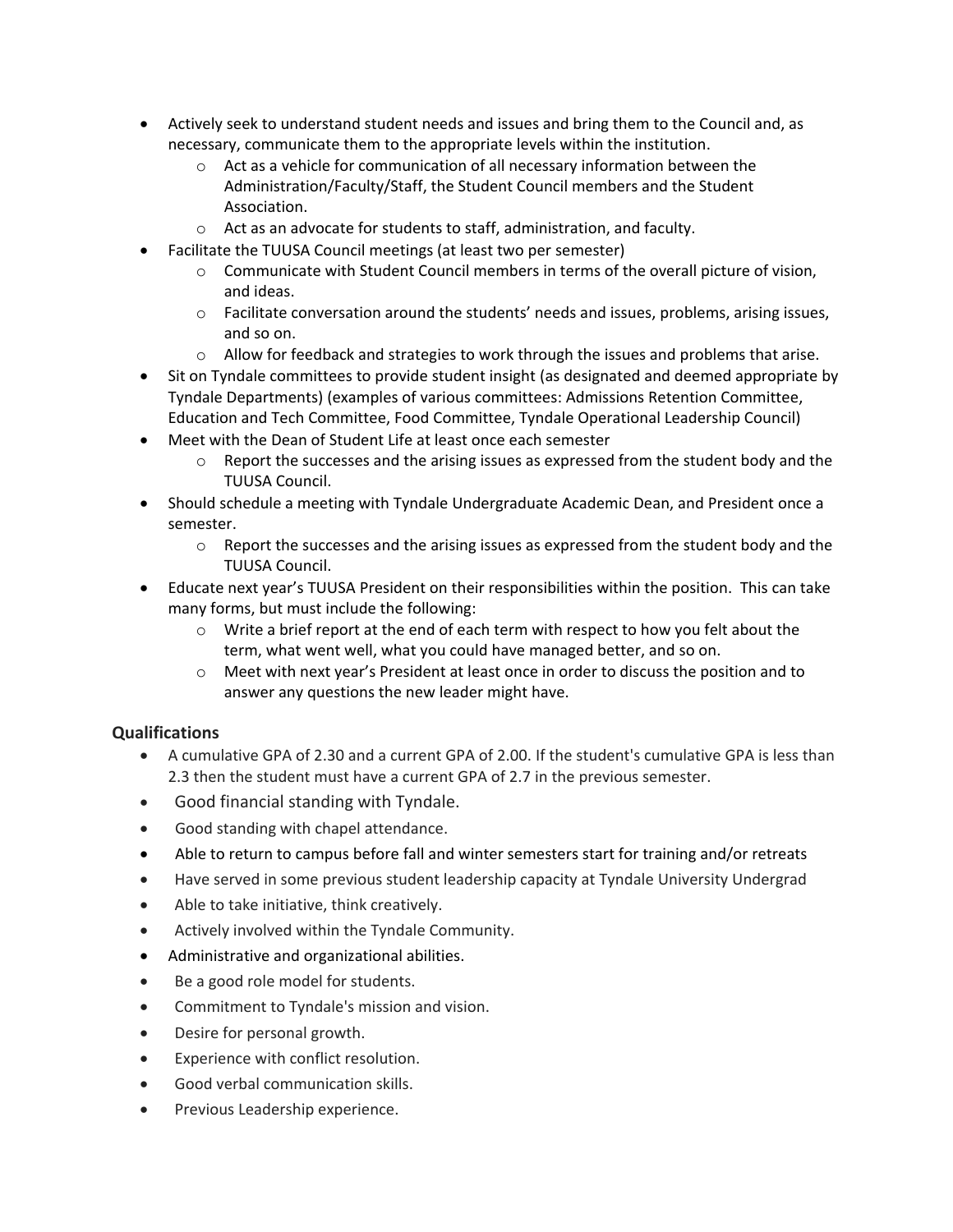- Actively seek to understand student needs and issues and bring them to the Council and, as necessary, communicate them to the appropriate levels within the institution.
  - Act as a vehicle for communication of all necessary information between the Administration/Faculty/Staff, the Student Council members and the Student Association.
  - Act as an advocate for students to staff, administration, and faculty.
- Facilitate the TUUSA Council meetings (at least two per semester)
  - Communicate with Student Council members in terms of the overall picture of vision, and ideas.
  - Facilitate conversation around the students' needs and issues, problems, arising issues, and so on.
  - Allow for feedback and strategies to work through the issues and problems that arise.
- Sit on Tyndale committees to provide student insight (as designated and deemed appropriate by Tyndale Departments) (examples of various committees: Admissions Retention Committee, Education and Tech Committee, Food Committee, Tyndale Operational Leadership Council)
- Meet with the Dean of Student Life at least once each semester
  - Report the successes and the arising issues as expressed from the student body and the TUUSA Council.
- Should schedule a meeting with Tyndale Undergraduate Academic Dean, and President once a semester.
  - Report the successes and the arising issues as expressed from the student body and the TUUSA Council.
- Educate next year's TUUSA President on their responsibilities within the position. This can take many forms, but must include the following:
  - Write a brief report at the end of each term with respect to how you felt about the term, what went well, what you could have managed better, and so on.
  - Meet with next year's President at least once in order to discuss the position and to answer any questions the new leader might have.

### Qualifications

- A cumulative GPA of 2.30 and a current GPA of 2.00. If the student's cumulative GPA is less than 2.3 then the student must have a current GPA of 2.7 in the previous semester.
- Good financial standing with Tyndale.
- Good standing with chapel attendance.
- Able to return to campus before fall and winter semesters start for training and/or retreats
- Have served in some previous student leadership capacity at Tyndale University Undergrad
- Able to take initiative, think creatively.
- Actively involved within the Tyndale Community.
- Administrative and organizational abilities.
- Be a good role model for students.
- Commitment to Tyndale's mission and vision.
- Desire for personal growth.
- Experience with conflict resolution.
- Good verbal communication skills.
- Previous Leadership experience.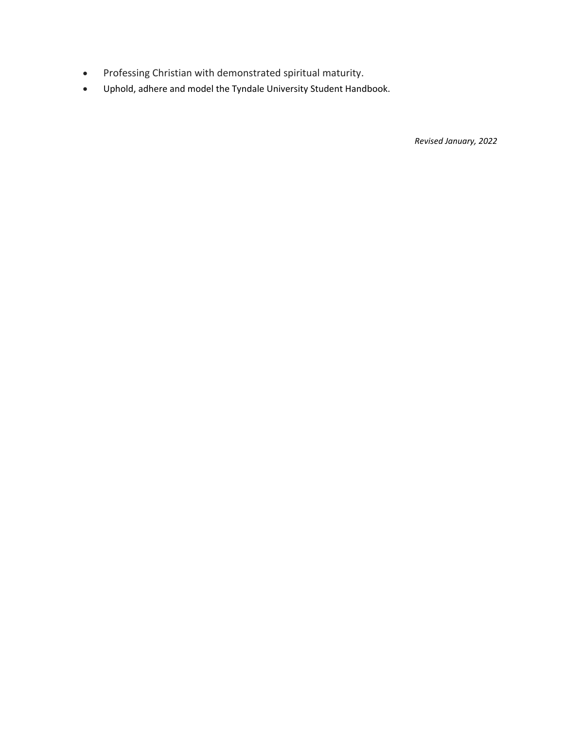- Professing Christian with demonstrated spiritual maturity.
- Uphold, adhere and model the Tyndale University Student Handbook.

*Revised January, 2022*